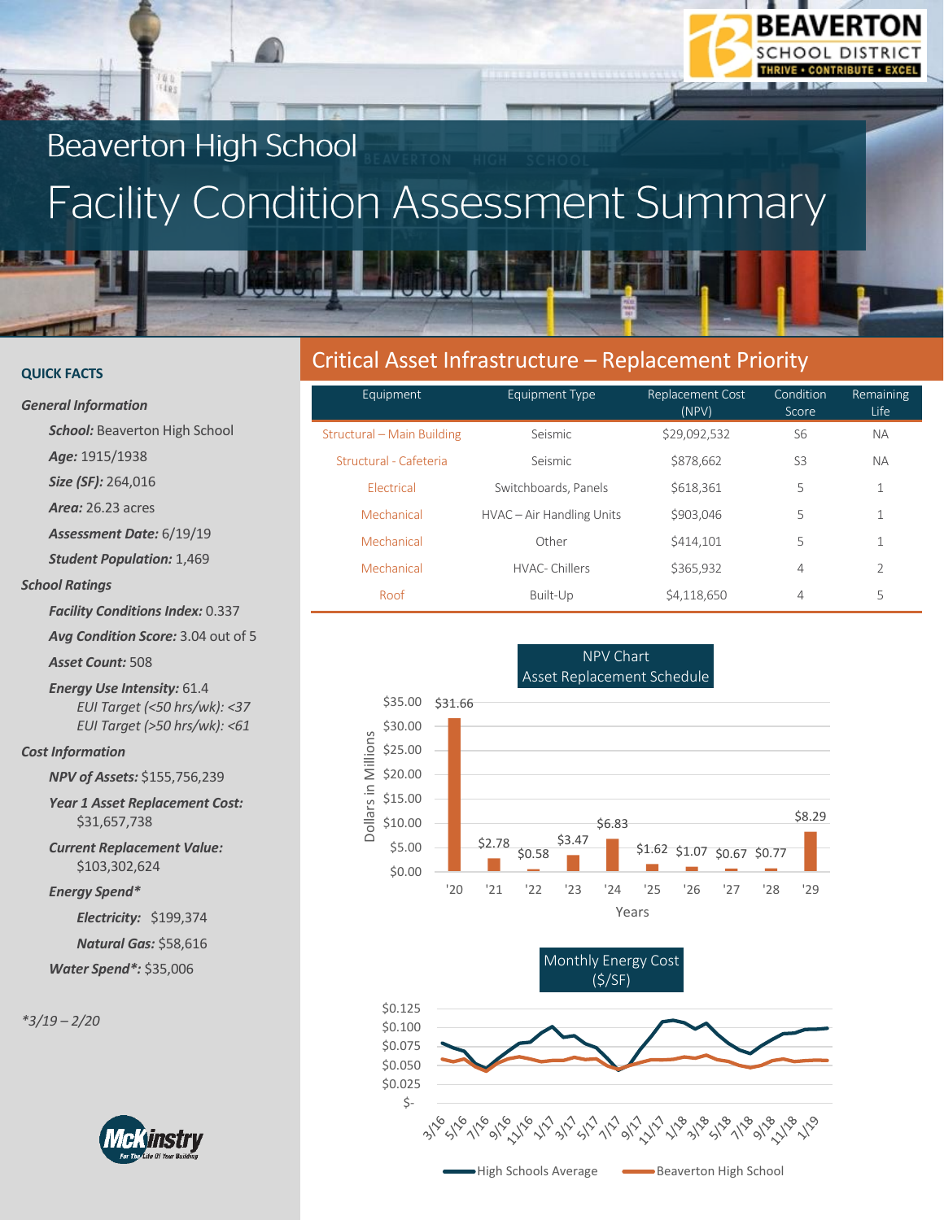# Beaverton High School

# Facility Condition Assessment Summary

## QUICK FACTS

### General Information

***School:*** Beaverton High School

***Age:*** 1915/1938

***Size (SF):*** 264,016

***Area:*** 26.23 acres

***Assessment Date:*** 6/19/19

***Student Population:*** 1,469

### School Ratings

***Facility Conditions Index:*** 0.337

***Avg Condition Score:*** 3.04 out of 5

***Asset Count:*** 508

***Energy Use Intensity:*** 61.4

*EUI Target (<50 hrs/wk): <37*

*EUI Target (>50 hrs/wk): <61*

### Cost Information

***NPV of Assets:*** $155,756,239

***Year 1 Asset Replacement Cost:*** $31,657,738

***Current Replacement Value:*** $103,302,624

***Energy Spend****

***Electricity:*** $199,374

***Natural Gas:*** $58,616

***Water Spend*:*** $35,006

**3/19 – 2/20*

## Critical Asset Infrastructure – Replacement Priority

| Equipment | Equipment Type | Replacement Cost (NPV) | Condition Score | Remaining Life |
|---|---|---|---|---|
| Structural – Main Building | Seismic | $29,092,532 | S6 | NA |
| Structural - Cafeteria | Seismic | $878,662 | S3 | NA |
| Electrical | Switchboards, Panels | $618,361 | 5 | 1 |
| Mechanical | HVAC – Air Handling Units | $903,046 | 5 | 1 |
| Mechanical | Other | $414,101 | 5 | 1 |
| Mechanical | HVAC- Chillers | $365,932 | 4 | 2 |
| Roof | Built-Up | $4,118,650 | 4 | 5 |

### NPV Chart Asset Replacement Schedule

| Years | Dollars in Millions |
|---|---|
| '20 | $31.66 |
| '21 | $2.78 |
| '22 | $0.58 |
| '23 | $3.47 |
| '24 | $6.83 |
| '25 | $1.62 |
| '26 | $1.07 |
| '27 | $0.67 |
| '28 | $0.77 |
| '29 | $8.29 |

### Monthly Energy Cost ($/SF)

High Schools Average / Beaverton High School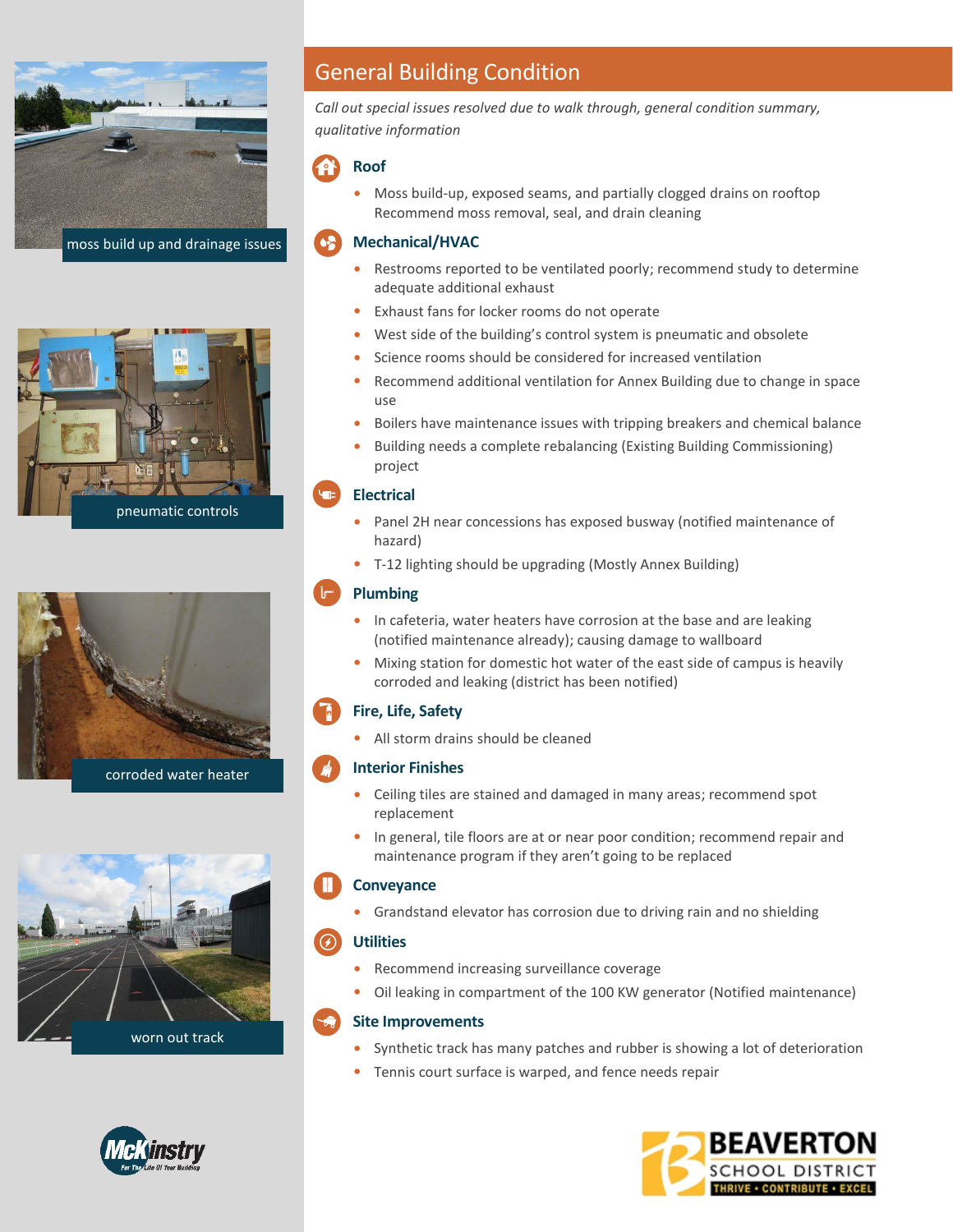moss build up and drainage issues

pneumatic controls

corroded water heater

worn out track

## General Building Condition

*Call out special issues resolved due to walk through, general condition summary, qualitative information*

### Roof

- Moss build-up, exposed seams, and partially clogged drains on rooftop Recommend moss removal, seal, and drain cleaning

### Mechanical/HVAC

- Restrooms reported to be ventilated poorly; recommend study to determine adequate additional exhaust
- Exhaust fans for locker rooms do not operate
- West side of the building's control system is pneumatic and obsolete
- Science rooms should be considered for increased ventilation
- Recommend additional ventilation for Annex Building due to change in space use
- Boilers have maintenance issues with tripping breakers and chemical balance
- Building needs a complete rebalancing (Existing Building Commissioning) project

### Electrical

- Panel 2H near concessions has exposed busway (notified maintenance of hazard)
- T-12 lighting should be upgrading (Mostly Annex Building)

### Plumbing

- In cafeteria, water heaters have corrosion at the base and are leaking (notified maintenance already); causing damage to wallboard
- Mixing station for domestic hot water of the east side of campus is heavily corroded and leaking (district has been notified)

### Fire, Life, Safety

- All storm drains should be cleaned

### Interior Finishes

- Ceiling tiles are stained and damaged in many areas; recommend spot replacement
- In general, tile floors are at or near poor condition; recommend repair and maintenance program if they aren't going to be replaced

### Conveyance

- Grandstand elevator has corrosion due to driving rain and no shielding

### Utilities

- Recommend increasing surveillance coverage
- Oil leaking in compartment of the 100 KW generator (Notified maintenance)

### Site Improvements

- Synthetic track has many patches and rubber is showing a lot of deterioration
- Tennis court surface is warped, and fence needs repair

McKinstry — For The Life Of Your Building

BEAVERTON SCHOOL DISTRICT — THRIVE • CONTRIBUTE • EXCEL